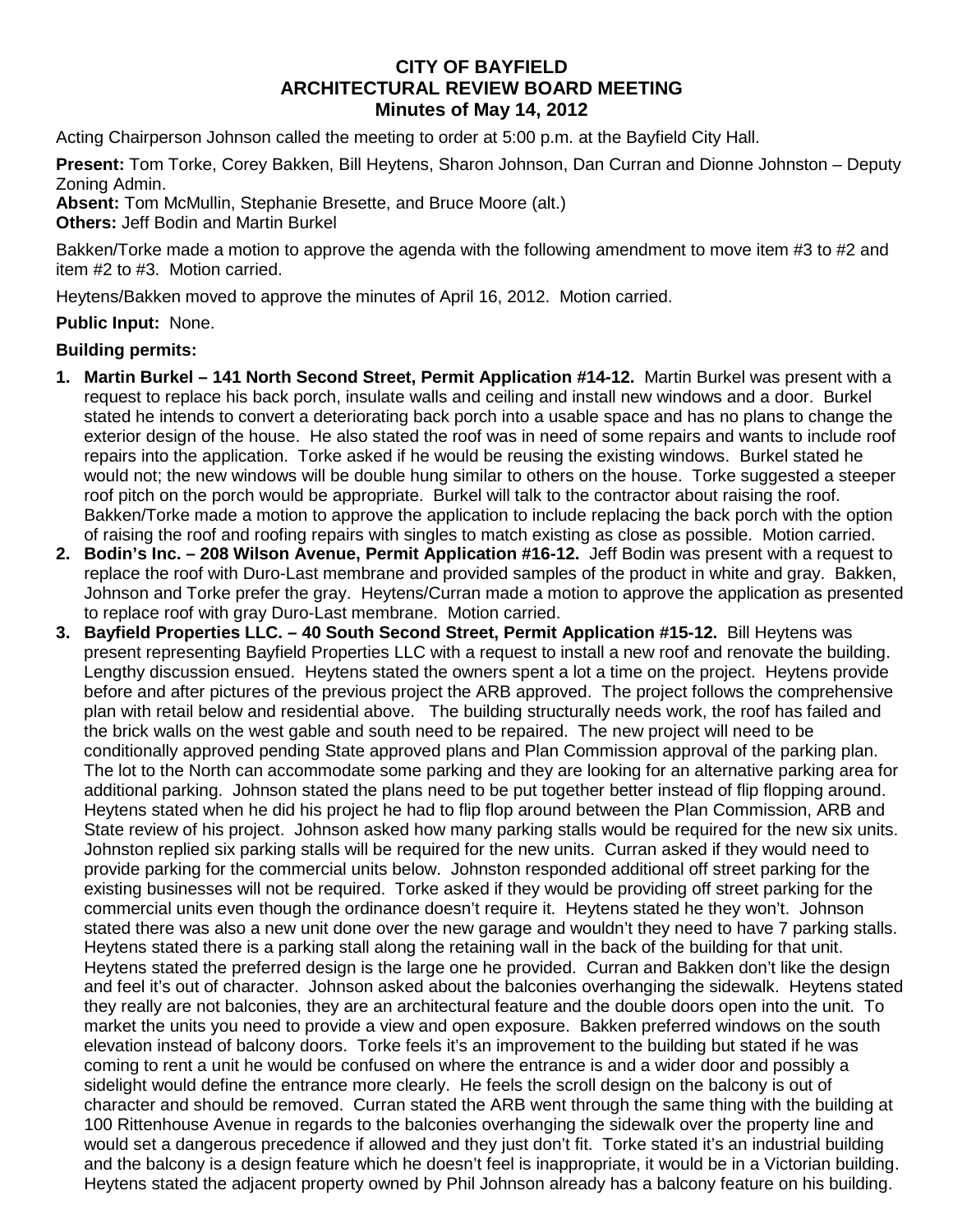# CITY OF BAYFIELD
## ARCHITECTURAL REVIEW BOARD MEETING
### Minutes of May 14, 2012

Acting Chairperson Johnson called the meeting to order at 5:00 p.m. at the Bayfield City Hall.

**Present:** Tom Torke, Corey Bakken, Bill Heytens, Sharon Johnson, Dan Curran and Dionne Johnston – Deputy Zoning Admin.
**Absent:** Tom McMullin, Stephanie Bresette, and Bruce Moore (alt.)
**Others:** Jeff Bodin and Martin Burkel

Bakken/Torke made a motion to approve the agenda with the following amendment to move item #3 to #2 and item #2 to #3. Motion carried.

Heytens/Bakken moved to approve the minutes of April 16, 2012. Motion carried.

**Public Input:** None.

**Building permits:**

1. **Martin Burkel – 141 North Second Street, Permit Application #14-12.** Martin Burkel was present with a request to replace his back porch, insulate walls and ceiling and install new windows and a door. Burkel stated he intends to convert a deteriorating back porch into a usable space and has no plans to change the exterior design of the house. He also stated the roof was in need of some repairs and wants to include roof repairs into the application. Torke asked if he would be reusing the existing windows. Burkel stated he would not; the new windows will be double hung similar to others on the house. Torke suggested a steeper roof pitch on the porch would be appropriate. Burkel will talk to the contractor about raising the roof. Bakken/Torke made a motion to approve the application to include replacing the back porch with the option of raising the roof and roofing repairs with singles to match existing as close as possible. Motion carried.
2. **Bodin's Inc. – 208 Wilson Avenue, Permit Application #16-12.** Jeff Bodin was present with a request to replace the roof with Duro-Last membrane and provided samples of the product in white and gray. Bakken, Johnson and Torke prefer the gray. Heytens/Curran made a motion to approve the application as presented to replace roof with gray Duro-Last membrane. Motion carried.
3. **Bayfield Properties LLC. – 40 South Second Street, Permit Application #15-12.** Bill Heytens was present representing Bayfield Properties LLC with a request to install a new roof and renovate the building. Lengthy discussion ensued. Heytens stated the owners spent a lot a time on the project. Heytens provide before and after pictures of the previous project the ARB approved. The project follows the comprehensive plan with retail below and residential above. The building structurally needs work, the roof has failed and the brick walls on the west gable and south need to be repaired. The new project will need to be conditionally approved pending State approved plans and Plan Commission approval of the parking plan. The lot to the North can accommodate some parking and they are looking for an alternative parking area for additional parking. Johnson stated the plans need to be put together better instead of flip flopping around. Heytens stated when he did his project he had to flip flop around between the Plan Commission, ARB and State review of his project. Johnson asked how many parking stalls would be required for the new six units. Johnston replied six parking stalls will be required for the new units. Curran asked if they would need to provide parking for the commercial units below. Johnston responded additional off street parking for the existing businesses will not be required. Torke asked if they would be providing off street parking for the commercial units even though the ordinance doesn't require it. Heytens stated he they won't. Johnson stated there was also a new unit done over the new garage and wouldn't they need to have 7 parking stalls. Heytens stated there is a parking stall along the retaining wall in the back of the building for that unit. Heytens stated the preferred design is the large one he provided. Curran and Bakken don't like the design and feel it's out of character. Johnson asked about the balconies overhanging the sidewalk. Heytens stated they really are not balconies, they are an architectural feature and the double doors open into the unit. To market the units you need to provide a view and open exposure. Bakken preferred windows on the south elevation instead of balcony doors. Torke feels it's an improvement to the building but stated if he was coming to rent a unit he would be confused on where the entrance is and a wider door and possibly a sidelight would define the entrance more clearly. He feels the scroll design on the balcony is out of character and should be removed. Curran stated the ARB went through the same thing with the building at 100 Rittenhouse Avenue in regards to the balconies overhanging the sidewalk over the property line and would set a dangerous precedence if allowed and they just don't fit. Torke stated it's an industrial building and the balcony is a design feature which he doesn't feel is inappropriate, it would be in a Victorian building. Heytens stated the adjacent property owned by Phil Johnson already has a balcony feature on his building.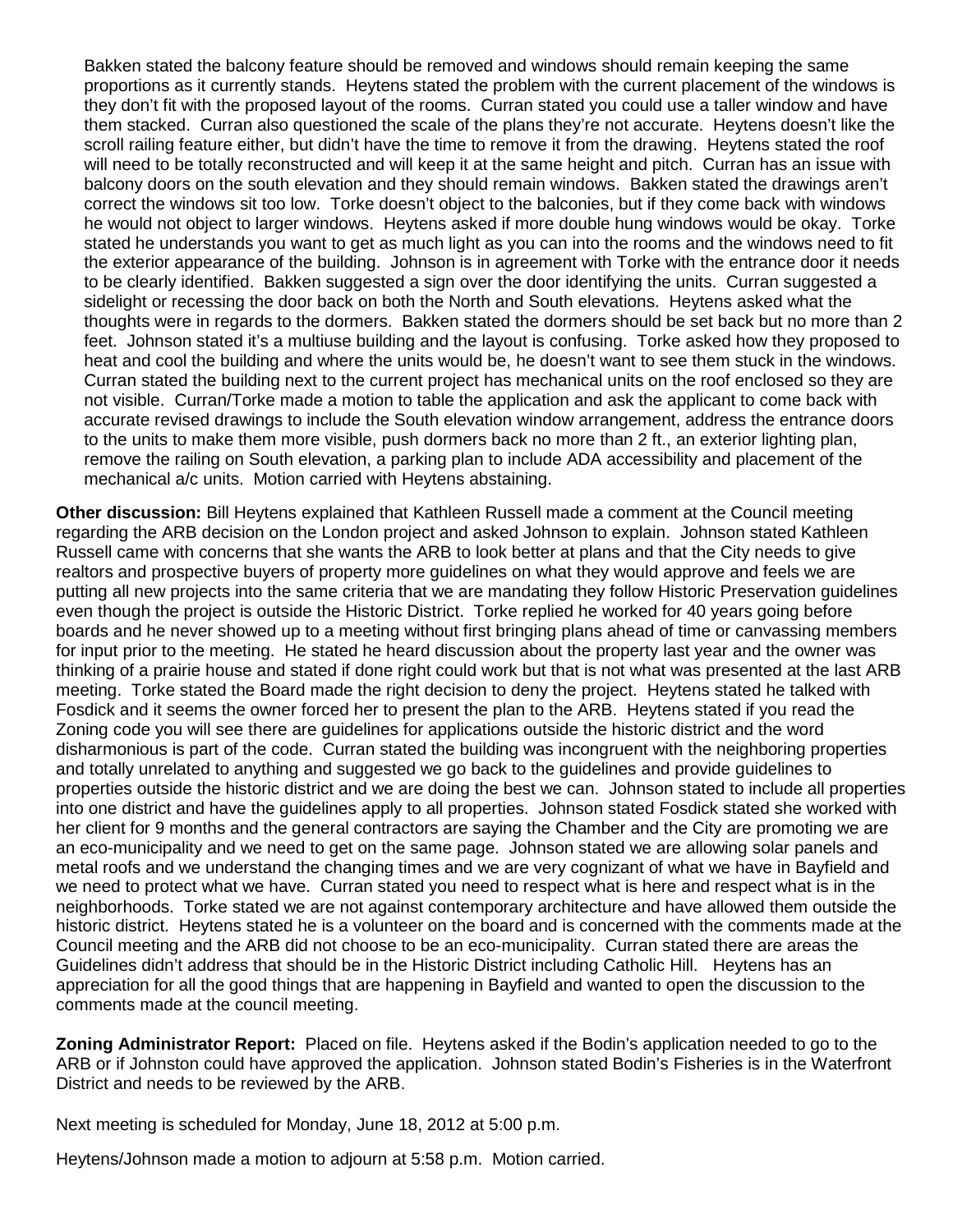Bakken stated the balcony feature should be removed and windows should remain keeping the same proportions as it currently stands. Heytens stated the problem with the current placement of the windows is they don't fit with the proposed layout of the rooms. Curran stated you could use a taller window and have them stacked. Curran also questioned the scale of the plans they're not accurate. Heytens doesn't like the scroll railing feature either, but didn't have the time to remove it from the drawing. Heytens stated the roof will need to be totally reconstructed and will keep it at the same height and pitch. Curran has an issue with balcony doors on the south elevation and they should remain windows. Bakken stated the drawings aren't correct the windows sit too low. Torke doesn't object to the balconies, but if they come back with windows he would not object to larger windows. Heytens asked if more double hung windows would be okay. Torke stated he understands you want to get as much light as you can into the rooms and the windows need to fit the exterior appearance of the building. Johnson is in agreement with Torke with the entrance door it needs to be clearly identified. Bakken suggested a sign over the door identifying the units. Curran suggested a sidelight or recessing the door back on both the North and South elevations. Heytens asked what the thoughts were in regards to the dormers. Bakken stated the dormers should be set back but no more than 2 feet. Johnson stated it's a multiuse building and the layout is confusing. Torke asked how they proposed to heat and cool the building and where the units would be, he doesn't want to see them stuck in the windows. Curran stated the building next to the current project has mechanical units on the roof enclosed so they are not visible. Curran/Torke made a motion to table the application and ask the applicant to come back with accurate revised drawings to include the South elevation window arrangement, address the entrance doors to the units to make them more visible, push dormers back no more than 2 ft., an exterior lighting plan, remove the railing on South elevation, a parking plan to include ADA accessibility and placement of the mechanical a/c units. Motion carried with Heytens abstaining.

**Other discussion:** Bill Heytens explained that Kathleen Russell made a comment at the Council meeting regarding the ARB decision on the London project and asked Johnson to explain. Johnson stated Kathleen Russell came with concerns that she wants the ARB to look better at plans and that the City needs to give realtors and prospective buyers of property more guidelines on what they would approve and feels we are putting all new projects into the same criteria that we are mandating they follow Historic Preservation guidelines even though the project is outside the Historic District. Torke replied he worked for 40 years going before boards and he never showed up to a meeting without first bringing plans ahead of time or canvassing members for input prior to the meeting. He stated he heard discussion about the property last year and the owner was thinking of a prairie house and stated if done right could work but that is not what was presented at the last ARB meeting. Torke stated the Board made the right decision to deny the project. Heytens stated he talked with Fosdick and it seems the owner forced her to present the plan to the ARB. Heytens stated if you read the Zoning code you will see there are guidelines for applications outside the historic district and the word disharmonious is part of the code. Curran stated the building was incongruent with the neighboring properties and totally unrelated to anything and suggested we go back to the guidelines and provide guidelines to properties outside the historic district and we are doing the best we can. Johnson stated to include all properties into one district and have the guidelines apply to all properties. Johnson stated Fosdick stated she worked with her client for 9 months and the general contractors are saying the Chamber and the City are promoting we are an eco-municipality and we need to get on the same page. Johnson stated we are allowing solar panels and metal roofs and we understand the changing times and we are very cognizant of what we have in Bayfield and we need to protect what we have. Curran stated you need to respect what is here and respect what is in the neighborhoods. Torke stated we are not against contemporary architecture and have allowed them outside the historic district. Heytens stated he is a volunteer on the board and is concerned with the comments made at the Council meeting and the ARB did not choose to be an eco-municipality. Curran stated there are areas the Guidelines didn't address that should be in the Historic District including Catholic Hill. Heytens has an appreciation for all the good things that are happening in Bayfield and wanted to open the discussion to the comments made at the council meeting.

**Zoning Administrator Report:** Placed on file. Heytens asked if the Bodin's application needed to go to the ARB or if Johnston could have approved the application. Johnson stated Bodin's Fisheries is in the Waterfront District and needs to be reviewed by the ARB.

Next meeting is scheduled for Monday, June 18, 2012 at 5:00 p.m.

Heytens/Johnson made a motion to adjourn at 5:58 p.m. Motion carried.